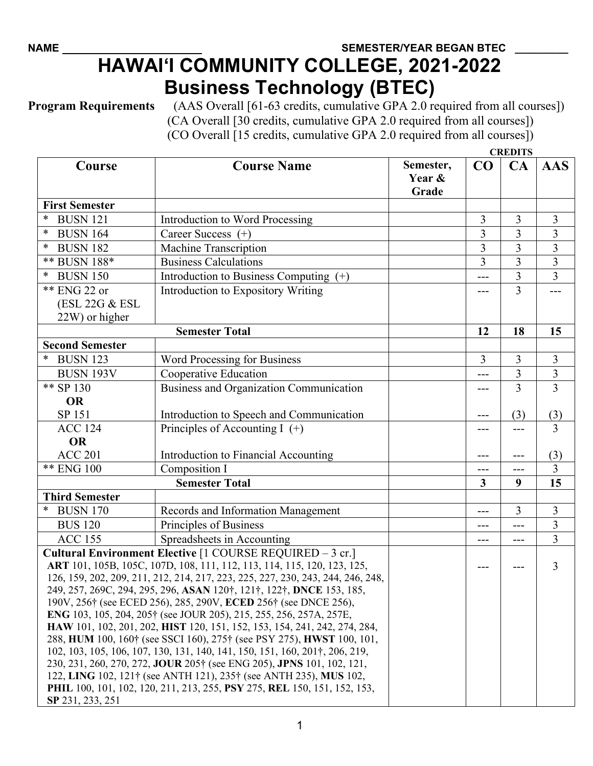NAME ____________________ SEMESTER/YEAR BEGAN BTEC ________

# HAWAI'I COMMUNITY COLLEGE, 2021-2022
# Business Technology (BTEC)

**Program Requirements** (AAS Overall [61-63 credits, cumulative GPA 2.0 required from all courses])
(CA Overall [30 credits, cumulative GPA 2.0 required from all courses])
(CO Overall [15 credits, cumulative GPA 2.0 required from all courses])

| Course | Course Name | Semester, Year & Grade | CREDITS CO | CA | AAS |
|---|---|---|---|---|---|
| **First Semester** | | | | | |
| * BUSN 121 | Introduction to Word Processing | | 3 | 3 | 3 |
| * BUSN 164 | Career Success (+) | | 3 | 3 | 3 |
| * BUSN 182 | Machine Transcription | | 3 | 3 | 3 |
| ** BUSN 188* | Business Calculations | | 3 | 3 | 3 |
| * BUSN 150 | Introduction to Business Computing (+) | | --- | 3 | 3 |
| ** ENG 22 or (ESL 22G & ESL 22W) or higher | Introduction to Expository Writing | | --- | 3 | --- |
| **Semester Total** | | | **12** | **18** | **15** |
| **Second Semester** | | | | | |
| * BUSN 123 | Word Processing for Business | | 3 | 3 | 3 |
| BUSN 193V | Cooperative Education | | --- | 3 | 3 |
| ** SP 130 **OR** SP 151 | Business and Organization Communication / Introduction to Speech and Communication | | --- / --- | 3 / (3) | 3 / (3) |
| ACC 124 **OR** ACC 201 | Principles of Accounting I (+) / Introduction to Financial Accounting | | --- / --- | --- / --- | 3 / (3) |
| ** ENG 100 | Composition I | | --- | --- | 3 |
| **Semester Total** | | | **3** | **9** | **15** |
| **Third Semester** | | | | | |
| * BUSN 170 | Records and Information Management | | --- | 3 | 3 |
| BUS 120 | Principles of Business | | --- | --- | 3 |
| ACC 155 | Spreadsheets in Accounting | | --- | --- | 3 |
| **Cultural Environment Elective** [1 COURSE REQUIRED – 3 cr.] **ART** 101, 105B, 105C, 107D, 108, 111, 112, 113, 114, 115, 120, 123, 125, 126, 159, 202, 209, 211, 212, 214, 217, 223, 225, 227, 230, 243, 244, 246, 248, 249, 257, 269C, 294, 295, 296, **ASAN** 120†, 121†, 122†, **DNCE** 153, 185, 190V, 256† (see ECED 256), 285, 290V, **ECED** 256† (see DNCE 256), **ENG** 103, 105, 204, 205† (see JOUR 205), 215, 255, 256, 257A, 257E, **HAW** 101, 102, 201, 202, **HIST** 120, 151, 152, 153, 154, 241, 242, 274, 284, 288, **HUM** 100, 160† (see SSCI 160), 275† (see PSY 275), **HWST** 100, 101, 102, 103, 105, 106, 107, 130, 131, 140, 141, 150, 151, 160, 201†, 206, 219, 230, 231, 260, 270, 272, **JOUR** 205† (see ENG 205), **JPNS** 101, 102, 121, 122, **LING** 102, 121† (see ANTH 121), 235† (see ANTH 235), **MUS** 102, **PHIL** 100, 101, 102, 120, 211, 213, 255, **PSY** 275, **REL** 150, 151, 152, 153, **SP** 231, 233, 251 | | | --- | --- | 3 |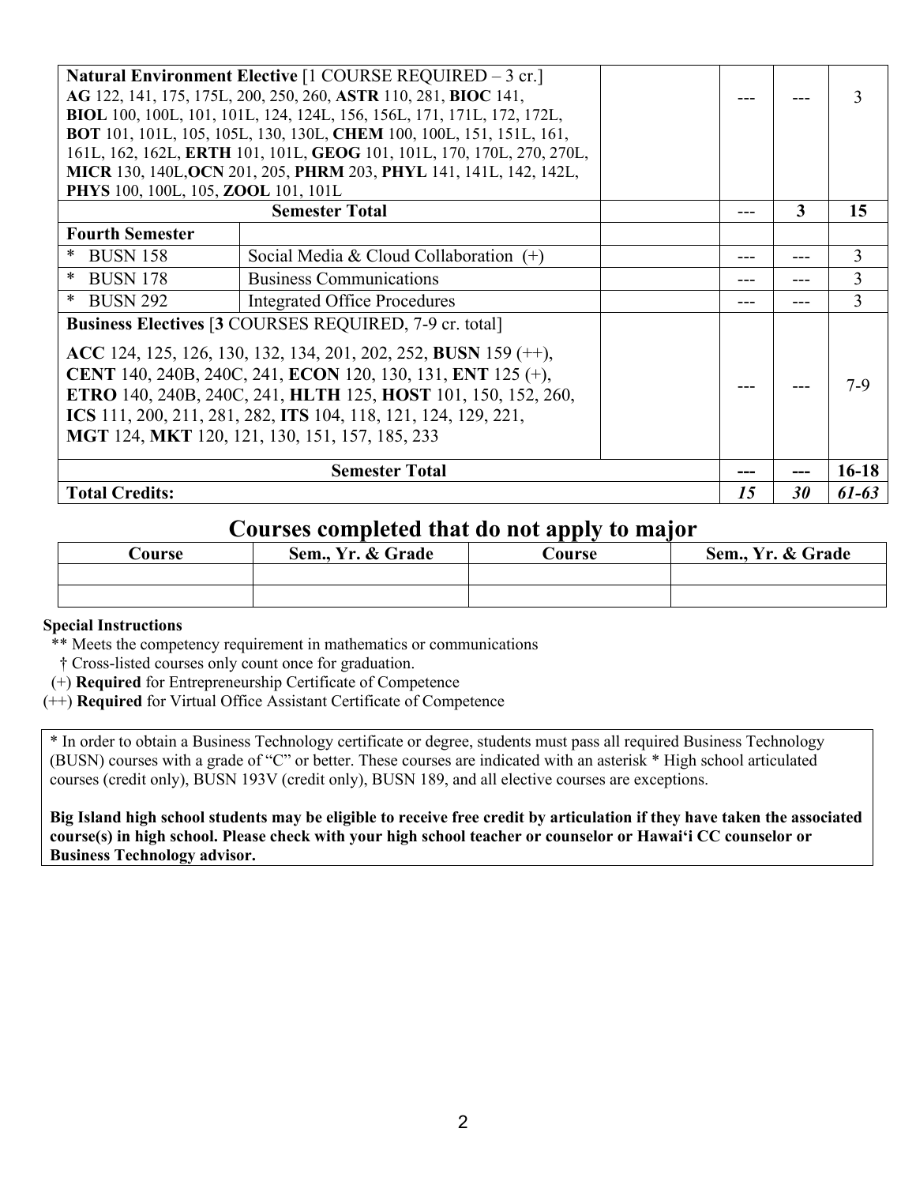| | | | | | |
|---|---|---|---|---|---|
| **Natural Environment Elective** [1 COURSE REQUIRED – 3 cr.] **AG** 122, 141, 175, 175L, 200, 250, 260, **ASTR** 110, 281, **BIOC** 141, **BIOL** 100, 100L, 101, 101L, 124, 124L, 156, 156L, 171, 171L, 172, 172L, **BOT** 101, 101L, 105, 105L, 130, 130L, **CHEM** 100, 100L, 151, 151L, 161, 161L, 162, 162L, **ERTH** 101, 101L, **GEOG** 101, 101L, 170, 170L, 270, 270L, **MICR** 130, 140L,**OCN** 201, 205, **PHRM** 203, **PHYL** 141, 141L, 142, 142L, **PHYS** 100, 100L, 105, **ZOOL** 101, 101L | | | --- | --- | 3 |
| **Semester Total** | | | --- | **3** | **15** |
| **Fourth Semester** | | | | | |
| * BUSN 158 | Social Media & Cloud Collaboration (+) | | --- | --- | 3 |
| * BUSN 178 | Business Communications | | --- | --- | 3 |
| * BUSN 292 | Integrated Office Procedures | | --- | --- | 3 |
| **Business Electives** [**3** COURSES REQUIRED, 7-9 cr. total] **ACC** 124, 125, 126, 130, 132, 134, 201, 202, 252, **BUSN** 159 (++), **CENT** 140, 240B, 240C, 241, **ECON** 120, 130, 131, **ENT** 125 (+), **ETRO** 140, 240B, 240C, 241, **HLTH** 125, **HOST** 101, 150, 152, 260, **ICS** 111, 200, 211, 281, 282, **ITS** 104, 118, 121, 124, 129, 221, **MGT** 124, **MKT** 120, 121, 130, 151, 157, 185, 233 | | | --- | --- | 7-9 |
| **Semester Total** | | | **---** | **---** | **16-18** |
| **Total Credits:** | | | ***15*** | ***30*** | ***61-63*** |

## Courses completed that do not apply to major

| Course | Sem., Yr. & Grade | Course | Sem., Yr. & Grade |
|---|---|---|---|
| | | | |
| | | | |

**Special Instructions**

** Meets the competency requirement in mathematics or communications

† Cross-listed courses only count once for graduation.

(+) **Required** for Entrepreneurship Certificate of Competence

(++) **Required** for Virtual Office Assistant Certificate of Competence

* In order to obtain a Business Technology certificate or degree, students must pass all required Business Technology (BUSN) courses with a grade of "C" or better. These courses are indicated with an asterisk * High school articulated courses (credit only), BUSN 193V (credit only), BUSN 189, and all elective courses are exceptions.

**Big Island high school students may be eligible to receive free credit by articulation if they have taken the associated course(s) in high school. Please check with your high school teacher or counselor or Hawaiʻi CC counselor or Business Technology advisor.**